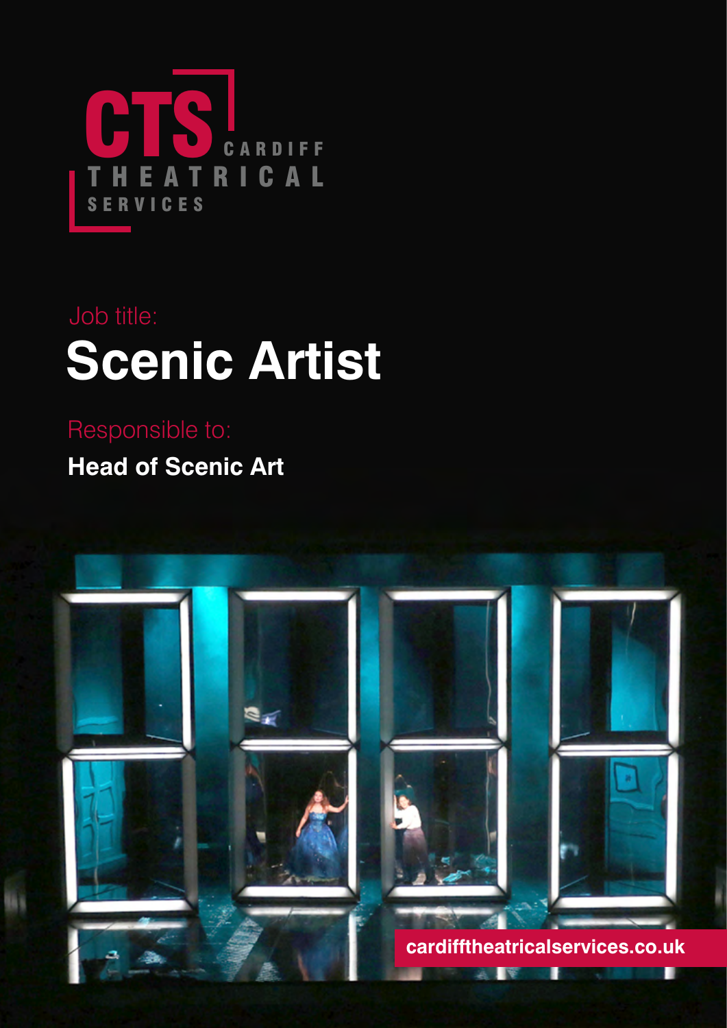CTS CARDIFF THEATRICAL SERVICES

Job title:

# Scenic Artist

Responsible to:

**Head of Scenic Art**

cardifftheatricalservices.co.uk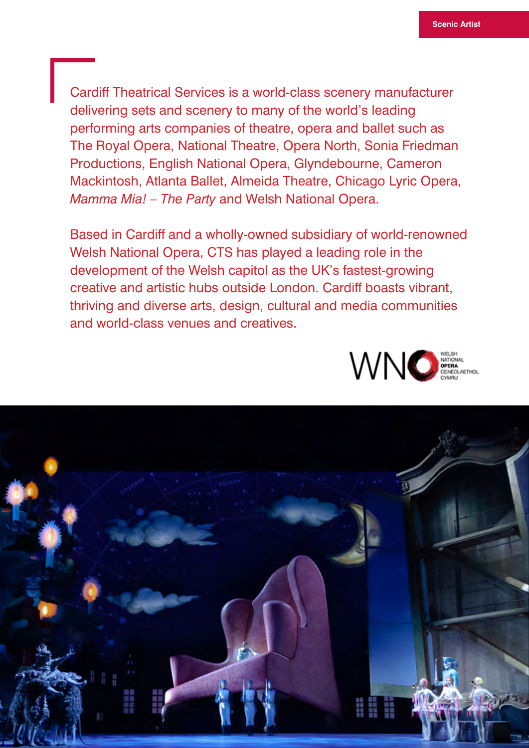Cardiff Theatrical Services is a world-class scenery manufacturer delivering sets and scenery to many of the world's leading performing arts companies of theatre, opera and ballet such as The Royal Opera, National Theatre, Opera North, Sonia Friedman Productions, English National Opera, Glyndebourne, Cameron Mackintosh, Atlanta Ballet, Almeida Theatre, Chicago Lyric Opera, *Mamma Mia! – The Party* and Welsh National Opera.

Based in Cardiff and a wholly-owned subsidiary of world-renowned Welsh National Opera, CTS has played a leading role in the development of the Welsh capitol as the UK's fastest-growing creative and artistic hubs outside London. Cardiff boasts vibrant, thriving and diverse arts, design, cultural and media communities and world-class venues and creatives.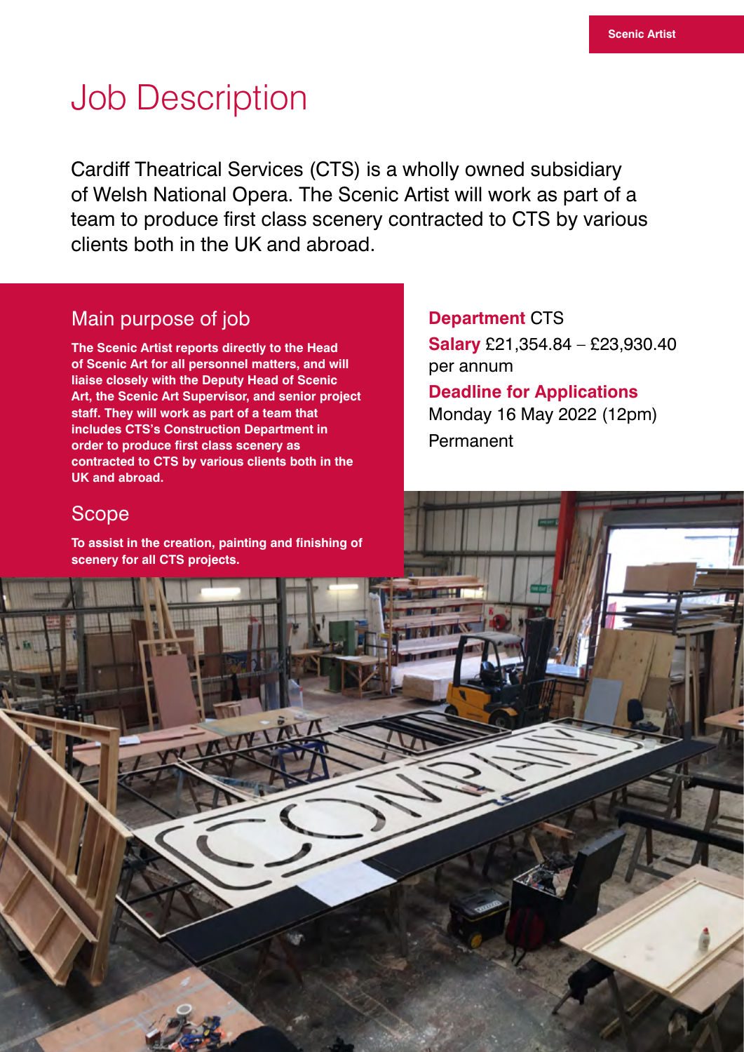# Job Description

Cardiff Theatrical Services (CTS) is a wholly owned subsidiary of Welsh National Opera. The Scenic Artist will work as part of a team to produce first class scenery contracted to CTS by various clients both in the UK and abroad.

## Main purpose of job

**The Scenic Artist reports directly to the Head of Scenic Art for all personnel matters, and will liaise closely with the Deputy Head of Scenic Art, the Scenic Art Supervisor, and senior project staff. They will work as part of a team that includes CTS's Construction Department in order to produce first class scenery as contracted to CTS by various clients both in the UK and abroad.**

## Scope

**To assist in the creation, painting and finishing of scenery for all CTS projects.**

**Department** CTS

**Salary** £21,354.84 – £23,930.40 per annum

**Deadline for Applications**
Monday 16 May 2022 (12pm)

Permanent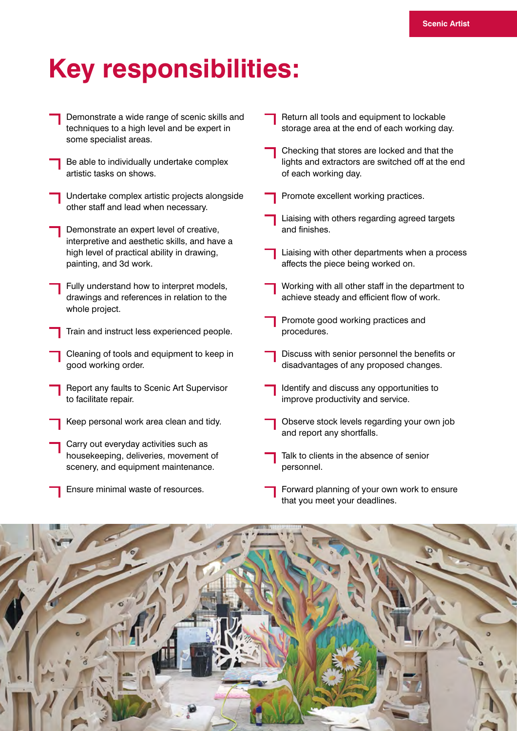# Key responsibilities:

- Demonstrate a wide range of scenic skills and techniques to a high level and be expert in some specialist areas.
- Be able to individually undertake complex artistic tasks on shows.
- Undertake complex artistic projects alongside other staff and lead when necessary.
- Demonstrate an expert level of creative, interpretive and aesthetic skills, and have a high level of practical ability in drawing, painting, and 3d work.
- Fully understand how to interpret models, drawings and references in relation to the whole project.
- Train and instruct less experienced people.
- Cleaning of tools and equipment to keep in good working order.
- Report any faults to Scenic Art Supervisor to facilitate repair.
- Keep personal work area clean and tidy.
- Carry out everyday activities such as housekeeping, deliveries, movement of scenery, and equipment maintenance.
- Ensure minimal waste of resources.
- Return all tools and equipment to lockable storage area at the end of each working day.
- Checking that stores are locked and that the lights and extractors are switched off at the end of each working day.
- Promote excellent working practices.
- Liaising with others regarding agreed targets and finishes.
- Liaising with other departments when a process affects the piece being worked on.
- Working with all other staff in the department to achieve steady and efficient flow of work.
- Promote good working practices and procedures.
- Discuss with senior personnel the benefits or disadvantages of any proposed changes.
- Identify and discuss any opportunities to improve productivity and service.
- Observe stock levels regarding your own job and report any shortfalls.
- Talk to clients in the absence of senior personnel.
- Forward planning of your own work to ensure that you meet your deadlines.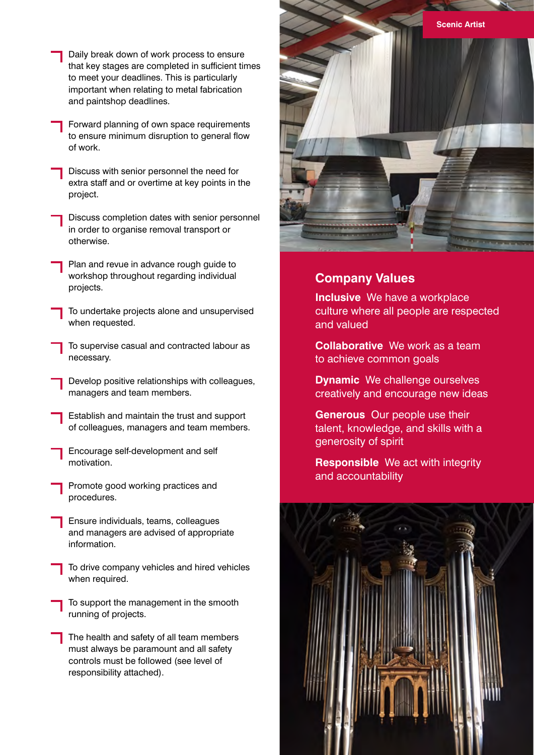- Daily break down of work process to ensure that key stages are completed in sufficient times to meet your deadlines. This is particularly important when relating to metal fabrication and paintshop deadlines.
- Forward planning of own space requirements to ensure minimum disruption to general flow of work.
- Discuss with senior personnel the need for extra staff and or overtime at key points in the project.
- Discuss completion dates with senior personnel in order to organise removal transport or otherwise.
- Plan and revue in advance rough guide to workshop throughout regarding individual projects.
- To undertake projects alone and unsupervised when requested.
- To supervise casual and contracted labour as necessary.
- Develop positive relationships with colleagues, managers and team members.
- Establish and maintain the trust and support of colleagues, managers and team members.
- Encourage self-development and self motivation.
- Promote good working practices and procedures.
- Ensure individuals, teams, colleagues and managers are advised of appropriate information.
- To drive company vehicles and hired vehicles when required.
- To support the management in the smooth running of projects.
- The health and safety of all team members must always be paramount and all safety controls must be followed (see level of responsibility attached).

## Company Values

**Inclusive** We have a workplace culture where all people are respected and valued

**Collaborative** We work as a team to achieve common goals

**Dynamic** We challenge ourselves creatively and encourage new ideas

**Generous** Our people use their talent, knowledge, and skills with a generosity of spirit

**Responsible** We act with integrity and accountability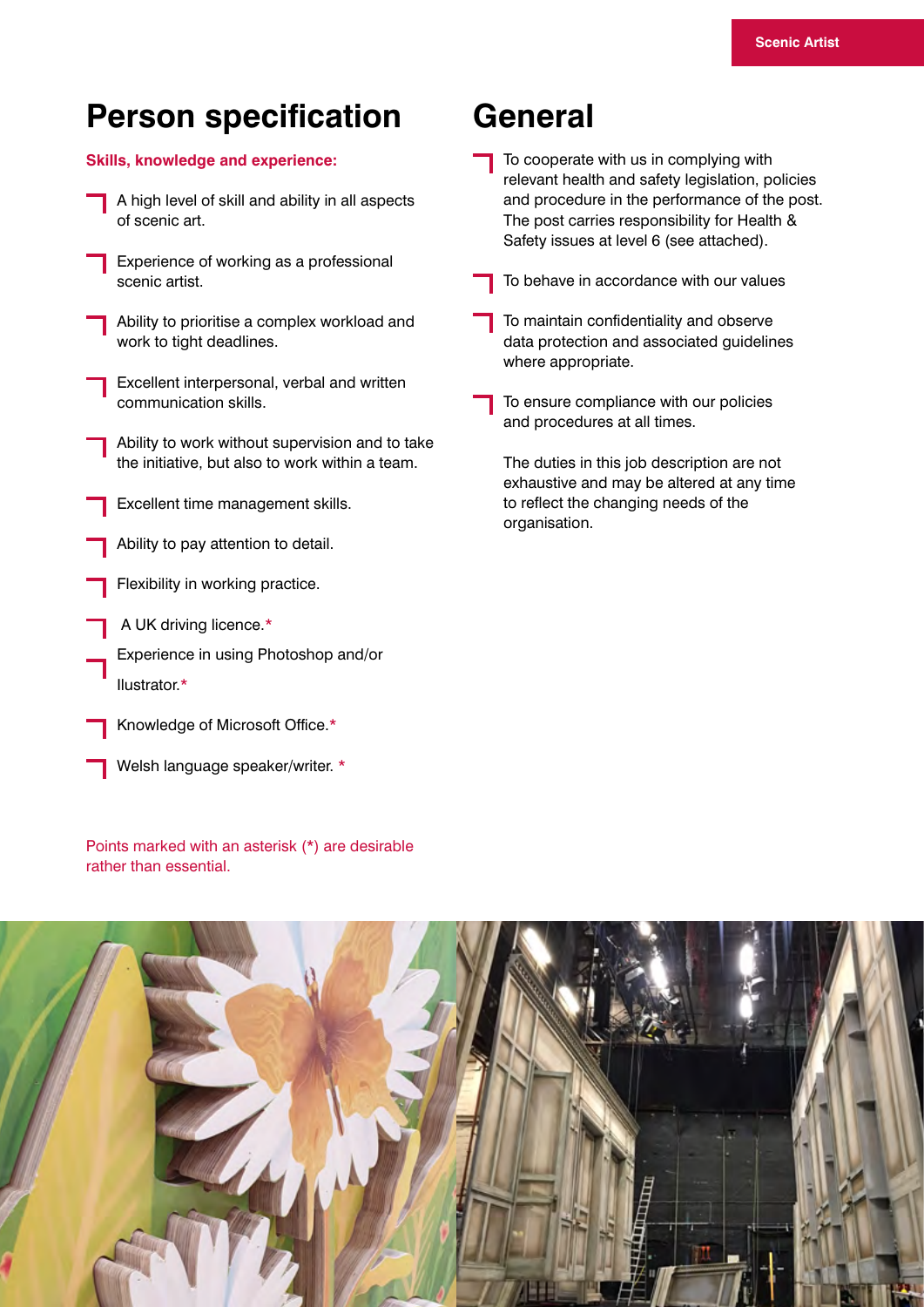# Person specification

**Skills, knowledge and experience:**

- A high level of skill and ability in all aspects of scenic art.
- Experience of working as a professional scenic artist.
- Ability to prioritise a complex workload and work to tight deadlines.
- Excellent interpersonal, verbal and written communication skills.
- Ability to work without supervision and to take the initiative, but also to work within a team.
- Excellent time management skills.
- Ability to pay attention to detail.
- Flexibility in working practice.
- A UK driving licence.*
- Experience in using Photoshop and/or Ilustrator.*
- Knowledge of Microsoft Office.*
- Welsh language speaker/writer. *

Points marked with an asterisk (*) are desirable rather than essential.

# General

- To cooperate with us in complying with relevant health and safety legislation, policies and procedure in the performance of the post. The post carries responsibility for Health & Safety issues at level 6 (see attached).
- To behave in accordance with our values
- To maintain confidentiality and observe data protection and associated guidelines where appropriate.
- To ensure compliance with our policies and procedures at all times.

The duties in this job description are not exhaustive and may be altered at any time to reflect the changing needs of the organisation.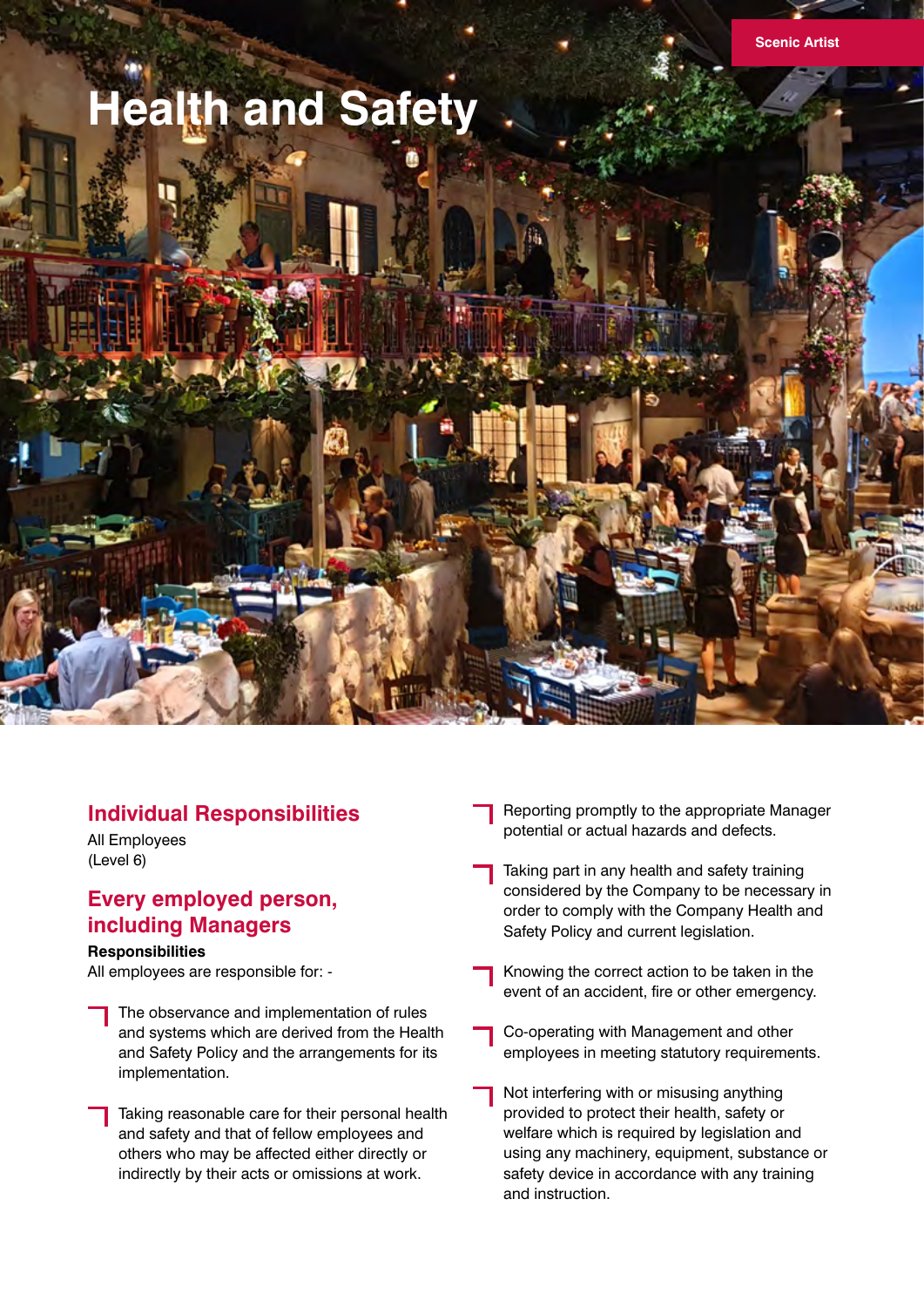# Health and Safety

## Individual Responsibilities

All Employees
(Level 6)

## Every employed person, including Managers

**Responsibilities**

All employees are responsible for: -

- The observance and implementation of rules and systems which are derived from the Health and Safety Policy and the arrangements for its implementation.
- Taking reasonable care for their personal health and safety and that of fellow employees and others who may be affected either directly or indirectly by their acts or omissions at work.
- Reporting promptly to the appropriate Manager potential or actual hazards and defects.
- Taking part in any health and safety training considered by the Company to be necessary in order to comply with the Company Health and Safety Policy and current legislation.
- Knowing the correct action to be taken in the event of an accident, fire or other emergency.
- Co-operating with Management and other employees in meeting statutory requirements.
- Not interfering with or misusing anything provided to protect their health, safety or welfare which is required by legislation and using any machinery, equipment, substance or safety device in accordance with any training and instruction.